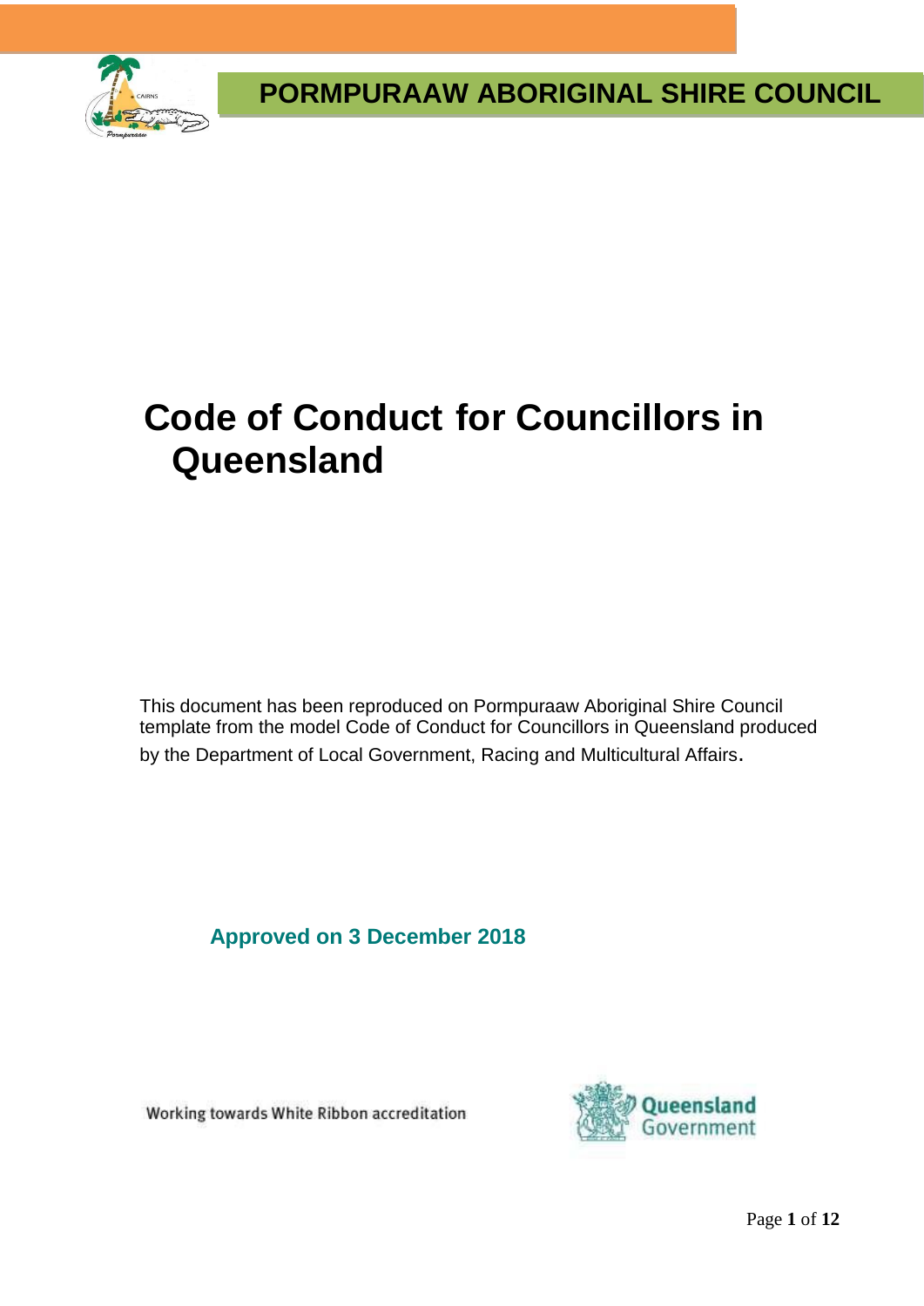**PORMPURAAW ABORIGINAL SHIRE COUNCIL**

# Code of Conduct for Councillors in Queensland

This document has been reproduced on Pormpuraaw Aboriginal Shire Council template from the model Code of Conduct for Councillors in Queensland produced by the Department of Local Government, Racing and Multicultural Affairs.

**Approved on 3 December 2018**

Working towards White Ribbon accreditation

Queensland Government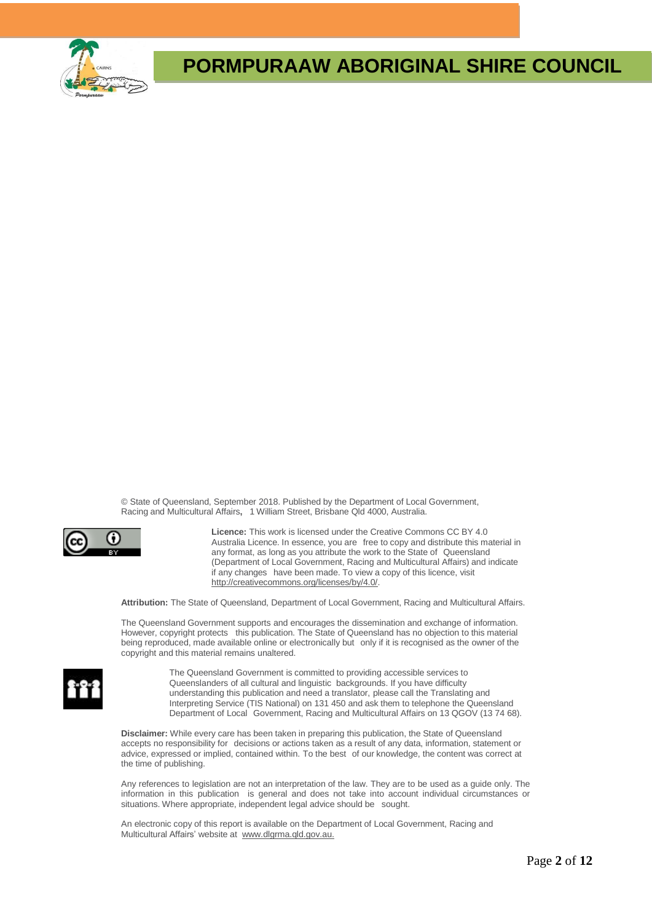© State of Queensland, September 2018. Published by the Department of Local Government, Racing and Multicultural Affairs, 1 William Street, Brisbane Qld 4000, Australia.

**Licence:** This work is licensed under the Creative Commons CC BY 4.0 Australia Licence. In essence, you are free to copy and distribute this material in any format, as long as you attribute the work to the State of Queensland (Department of Local Government, Racing and Multicultural Affairs) and indicate if any changes have been made. To view a copy of this licence, visit http://creativecommons.org/licenses/by/4.0/.

**Attribution:** The State of Queensland, Department of Local Government, Racing and Multicultural Affairs.

The Queensland Government supports and encourages the dissemination and exchange of information. However, copyright protects this publication. The State of Queensland has no objection to this material being reproduced, made available online or electronically but only if it is recognised as the owner of the copyright and this material remains unaltered.

The Queensland Government is committed to providing accessible services to Queenslanders of all cultural and linguistic backgrounds. If you have difficulty understanding this publication and need a translator, please call the Translating and Interpreting Service (TIS National) on 131 450 and ask them to telephone the Queensland Department of Local Government, Racing and Multicultural Affairs on 13 QGOV (13 74 68).

**Disclaimer:** While every care has been taken in preparing this publication, the State of Queensland accepts no responsibility for decisions or actions taken as a result of any data, information, statement or advice, expressed or implied, contained within. To the best of our knowledge, the content was correct at the time of publishing.

Any references to legislation are not an interpretation of the law. They are to be used as a guide only. The information in this publication is general and does not take into account individual circumstances or situations. Where appropriate, independent legal advice should be sought.

An electronic copy of this report is available on the Department of Local Government, Racing and Multicultural Affairs' website at www.dlgrma.qld.gov.au.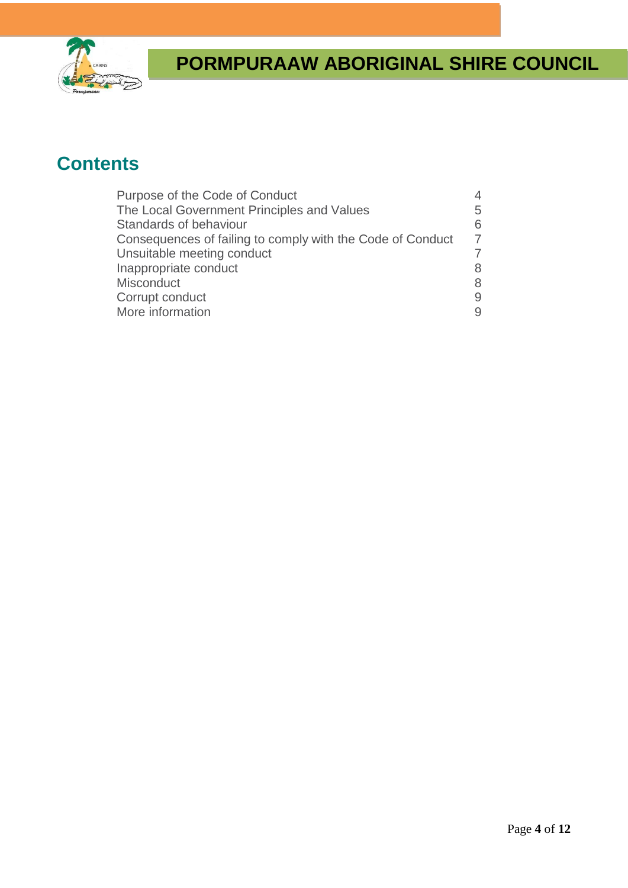# PORMPURAAW ABORIGINAL SHIRE COUNCIL

## Contents

| | |
|---|---|
| Purpose of the Code of Conduct | 4 |
| The Local Government Principles and Values | 5 |
| Standards of behaviour | 6 |
| Consequences of failing to comply with the Code of Conduct | 7 |
| Unsuitable meeting conduct | 7 |
| Inappropriate conduct | 8 |
| Misconduct | 8 |
| Corrupt conduct | 9 |
| More information | 9 |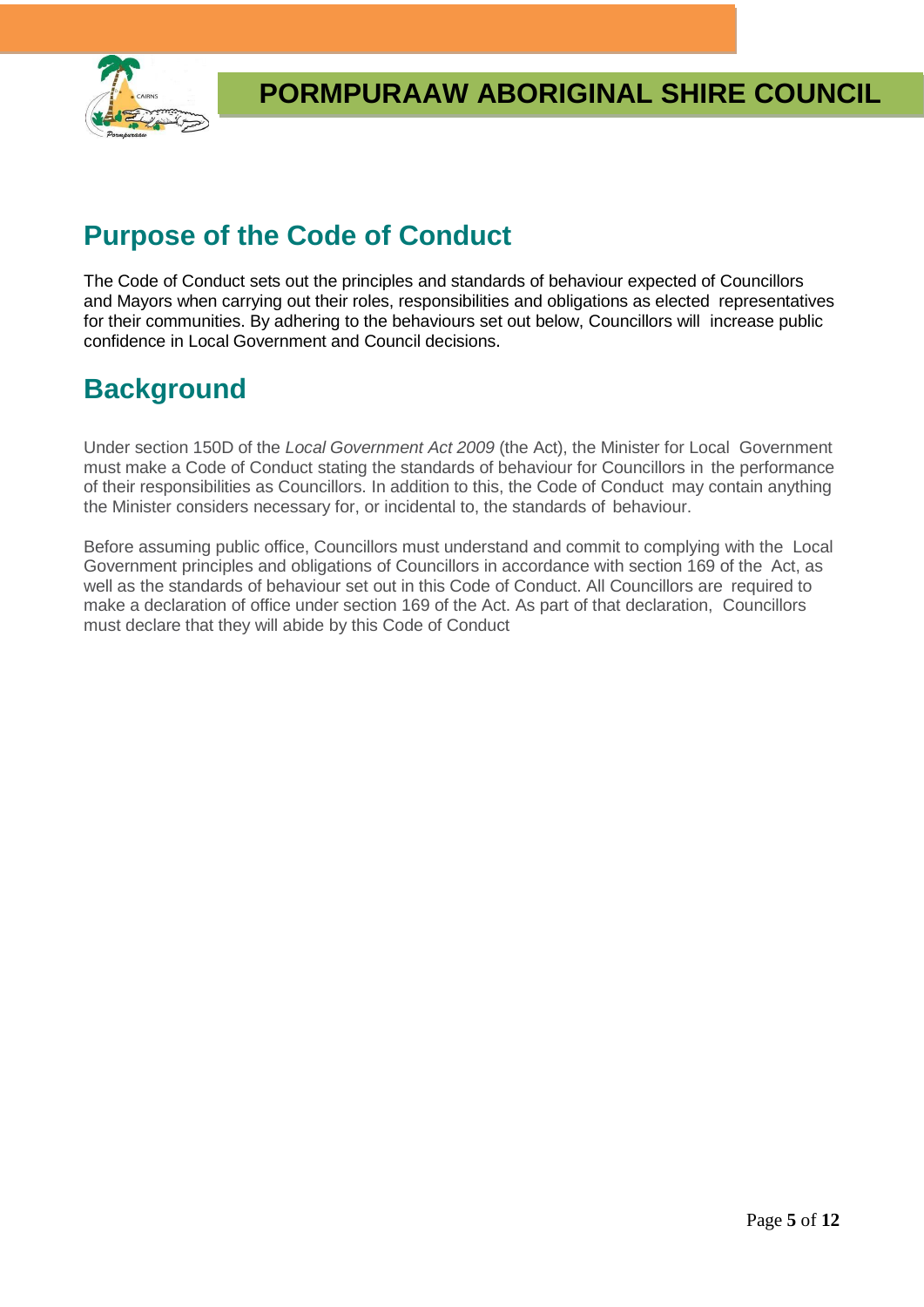## Purpose of the Code of Conduct

The Code of Conduct sets out the principles and standards of behaviour expected of Councillors and Mayors when carrying out their roles, responsibilities and obligations as elected representatives for their communities. By adhering to the behaviours set out below, Councillors will increase public confidence in Local Government and Council decisions.

## Background

Under section 150D of the *Local Government Act 2009* (the Act), the Minister for Local Government must make a Code of Conduct stating the standards of behaviour for Councillors in the performance of their responsibilities as Councillors. In addition to this, the Code of Conduct may contain anything the Minister considers necessary for, or incidental to, the standards of behaviour.

Before assuming public office, Councillors must understand and commit to complying with the Local Government principles and obligations of Councillors in accordance with section 169 of the Act, as well as the standards of behaviour set out in this Code of Conduct. All Councillors are required to make a declaration of office under section 169 of the Act. As part of that declaration, Councillors must declare that they will abide by this Code of Conduct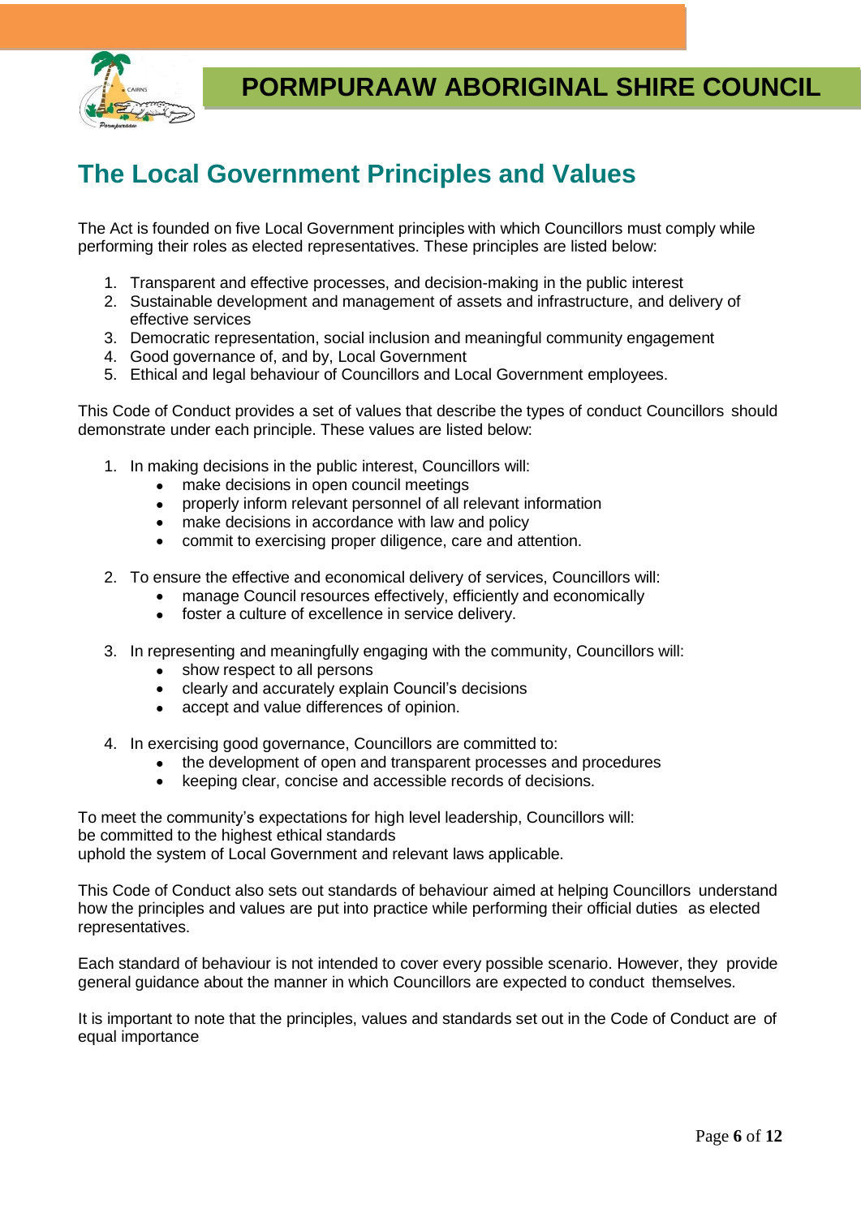# The Local Government Principles and Values

The Act is founded on five Local Government principles with which Councillors must comply while performing their roles as elected representatives. These principles are listed below:

1. Transparent and effective processes, and decision-making in the public interest
2. Sustainable development and management of assets and infrastructure, and delivery of effective services
3. Democratic representation, social inclusion and meaningful community engagement
4. Good governance of, and by, Local Government
5. Ethical and legal behaviour of Councillors and Local Government employees.

This Code of Conduct provides a set of values that describe the types of conduct Councillors should demonstrate under each principle. These values are listed below:

1. In making decisions in the public interest, Councillors will:
   - make decisions in open council meetings
   - properly inform relevant personnel of all relevant information
   - make decisions in accordance with law and policy
   - commit to exercising proper diligence, care and attention.

2. To ensure the effective and economical delivery of services, Councillors will:
   - manage Council resources effectively, efficiently and economically
   - foster a culture of excellence in service delivery.

3. In representing and meaningfully engaging with the community, Councillors will:
   - show respect to all persons
   - clearly and accurately explain Council's decisions
   - accept and value differences of opinion.

4. In exercising good governance, Councillors are committed to:
   - the development of open and transparent processes and procedures
   - keeping clear, concise and accessible records of decisions.

To meet the community's expectations for high level leadership, Councillors will:
be committed to the highest ethical standards
uphold the system of Local Government and relevant laws applicable.

This Code of Conduct also sets out standards of behaviour aimed at helping Councillors understand how the principles and values are put into practice while performing their official duties as elected representatives.

Each standard of behaviour is not intended to cover every possible scenario. However, they provide general guidance about the manner in which Councillors are expected to conduct themselves.

It is important to note that the principles, values and standards set out in the Code of Conduct are of equal importance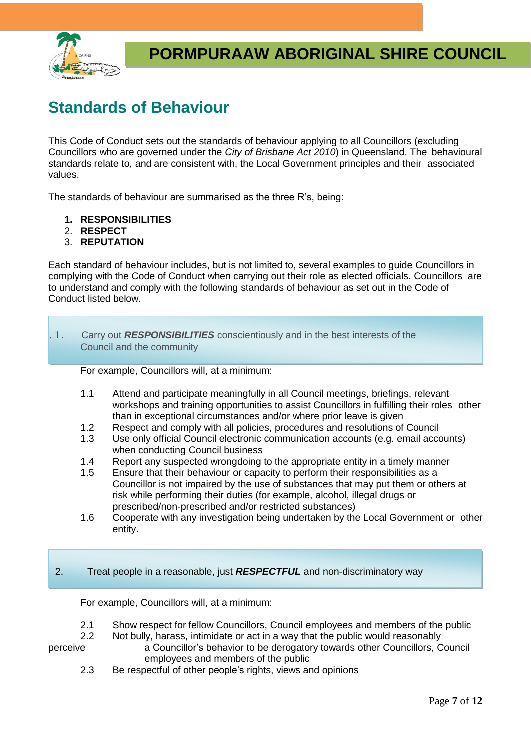# PORMPURAAW ABORIGINAL SHIRE COUNCIL

## Standards of Behaviour

This Code of Conduct sets out the standards of behaviour applying to all Councillors (excluding Councillors who are governed under the *City of Brisbane Act 2010*) in Queensland. The behavioural standards relate to, and are consistent with, the Local Government principles and their associated values.

The standards of behaviour are summarised as the three R's, being:

1. **RESPONSIBILITIES**
2. **RESPECT**
3. **REPUTATION**

Each standard of behaviour includes, but is not limited to, several examples to guide Councillors in complying with the Code of Conduct when carrying out their role as elected officials. Councillors are to understand and comply with the following standards of behaviour as set out in the Code of Conduct listed below.

### 1. Carry out ***RESPONSIBILITIES*** conscientiously and in the best interests of the Council and the community

For example, Councillors will, at a minimum:

- 1.1 Attend and participate meaningfully in all Council meetings, briefings, relevant workshops and training opportunities to assist Councillors in fulfilling their roles other than in exceptional circumstances and/or where prior leave is given
- 1.2 Respect and comply with all policies, procedures and resolutions of Council
- 1.3 Use only official Council electronic communication accounts (e.g. email accounts) when conducting Council business
- 1.4 Report any suspected wrongdoing to the appropriate entity in a timely manner
- 1.5 Ensure that their behaviour or capacity to perform their responsibilities as a Councillor is not impaired by the use of substances that may put them or others at risk while performing their duties (for example, alcohol, illegal drugs or prescribed/non-prescribed and/or restricted substances)
- 1.6 Cooperate with any investigation being undertaken by the Local Government or other entity.

### 2. Treat people in a reasonable, just ***RESPECTFUL*** and non-discriminatory way

For example, Councillors will, at a minimum:

- 2.1 Show respect for fellow Councillors, Council employees and members of the public
- 2.2 Not bully, harass, intimidate or act in a way that the public would reasonably perceive a Councillor's behavior to be derogatory towards other Councillors, Council employees and members of the public
- 2.3 Be respectful of other people's rights, views and opinions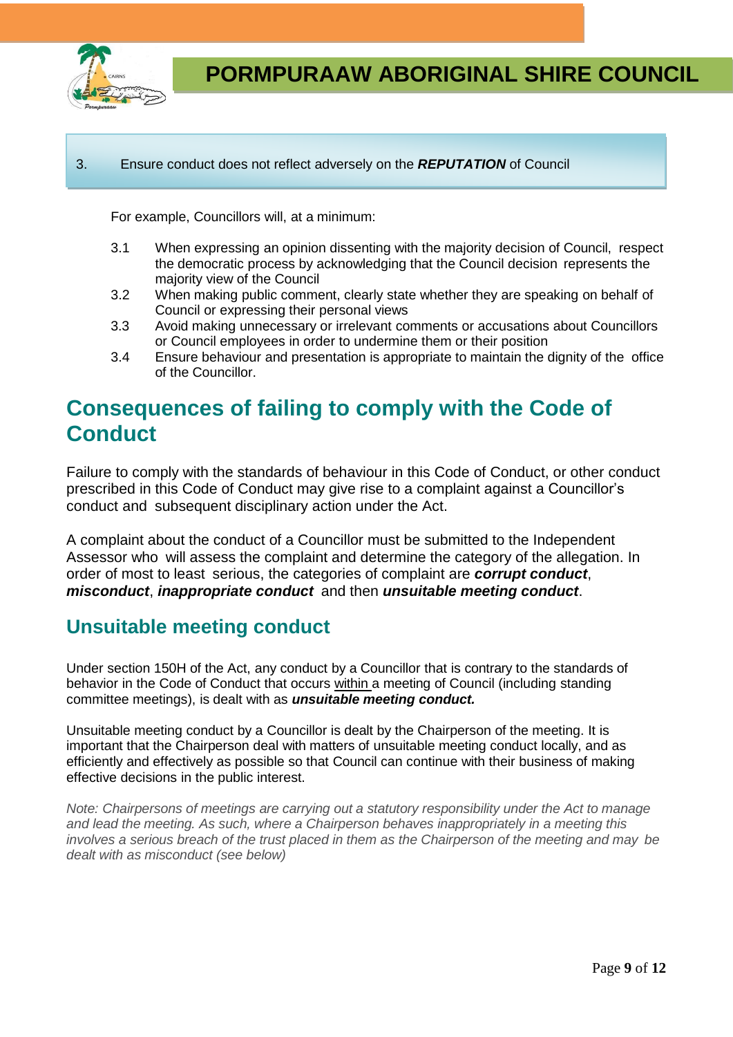3. Ensure conduct does not reflect adversely on the ***REPUTATION*** of Council

For example, Councillors will, at a minimum:

3.1 When expressing an opinion dissenting with the majority decision of Council, respect the democratic process by acknowledging that the Council decision represents the majority view of the Council

3.2 When making public comment, clearly state whether they are speaking on behalf of Council or expressing their personal views

3.3 Avoid making unnecessary or irrelevant comments or accusations about Councillors or Council employees in order to undermine them or their position

3.4 Ensure behaviour and presentation is appropriate to maintain the dignity of the office of the Councillor.

# Consequences of failing to comply with the Code of Conduct

Failure to comply with the standards of behaviour in this Code of Conduct, or other conduct prescribed in this Code of Conduct may give rise to a complaint against a Councillor's conduct and subsequent disciplinary action under the Act.

A complaint about the conduct of a Councillor must be submitted to the Independent Assessor who will assess the complaint and determine the category of the allegation. In order of most to least serious, the categories of complaint are ***corrupt conduct***, ***misconduct***, ***inappropriate conduct*** and then ***unsuitable meeting conduct***.

## Unsuitable meeting conduct

Under section 150H of the Act, any conduct by a Councillor that is contrary to the standards of behavior in the Code of Conduct that occurs within a meeting of Council (including standing committee meetings), is dealt with as ***unsuitable meeting conduct.***

Unsuitable meeting conduct by a Councillor is dealt by the Chairperson of the meeting. It is important that the Chairperson deal with matters of unsuitable meeting conduct locally, and as efficiently and effectively as possible so that Council can continue with their business of making effective decisions in the public interest.

*Note: Chairpersons of meetings are carrying out a statutory responsibility under the Act to manage and lead the meeting. As such, where a Chairperson behaves inappropriately in a meeting this involves a serious breach of the trust placed in them as the Chairperson of the meeting and may be dealt with as misconduct (see below)*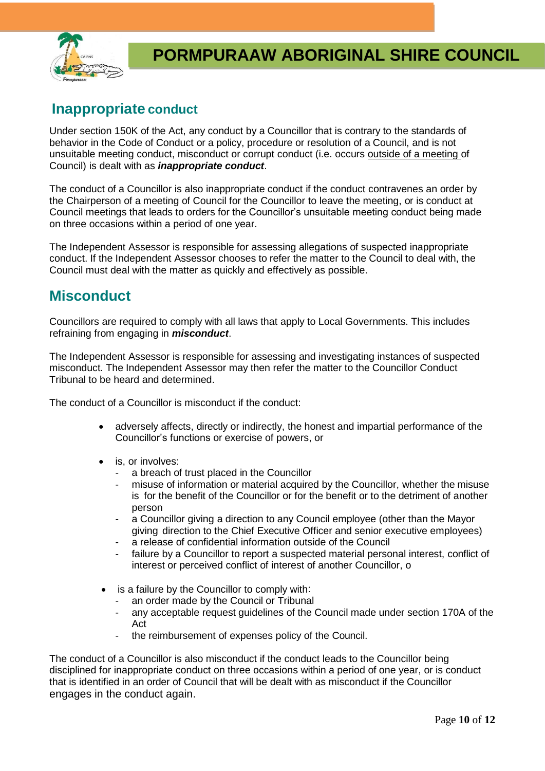## Inappropriate conduct

Under section 150K of the Act, any conduct by a Councillor that is contrary to the standards of behavior in the Code of Conduct or a policy, procedure or resolution of a Council, and is not unsuitable meeting conduct, misconduct or corrupt conduct (i.e. occurs outside of a meeting of Council) is dealt with as ***inappropriate conduct***.

The conduct of a Councillor is also inappropriate conduct if the conduct contravenes an order by the Chairperson of a meeting of Council for the Councillor to leave the meeting, or is conduct at Council meetings that leads to orders for the Councillor's unsuitable meeting conduct being made on three occasions within a period of one year.

The Independent Assessor is responsible for assessing allegations of suspected inappropriate conduct. If the Independent Assessor chooses to refer the matter to the Council to deal with, the Council must deal with the matter as quickly and effectively as possible.

## Misconduct

Councillors are required to comply with all laws that apply to Local Governments. This includes refraining from engaging in ***misconduct***.

The Independent Assessor is responsible for assessing and investigating instances of suspected misconduct. The Independent Assessor may then refer the matter to the Councillor Conduct Tribunal to be heard and determined.

The conduct of a Councillor is misconduct if the conduct:

- adversely affects, directly or indirectly, the honest and impartial performance of the Councillor's functions or exercise of powers, or
- is, or involves:
  - a breach of trust placed in the Councillor
  - misuse of information or material acquired by the Councillor, whether the misuse is for the benefit of the Councillor or for the benefit or to the detriment of another person
  - a Councillor giving a direction to any Council employee (other than the Mayor giving direction to the Chief Executive Officer and senior executive employees)
  - a release of confidential information outside of the Council
  - failure by a Councillor to report a suspected material personal interest, conflict of interest or perceived conflict of interest of another Councillor, o
- is a failure by the Councillor to comply with:
  - an order made by the Council or Tribunal
  - any acceptable request guidelines of the Council made under section 170A of the Act
  - the reimbursement of expenses policy of the Council.

The conduct of a Councillor is also misconduct if the conduct leads to the Councillor being disciplined for inappropriate conduct on three occasions within a period of one year, or is conduct that is identified in an order of Council that will be dealt with as misconduct if the Councillor engages in the conduct again.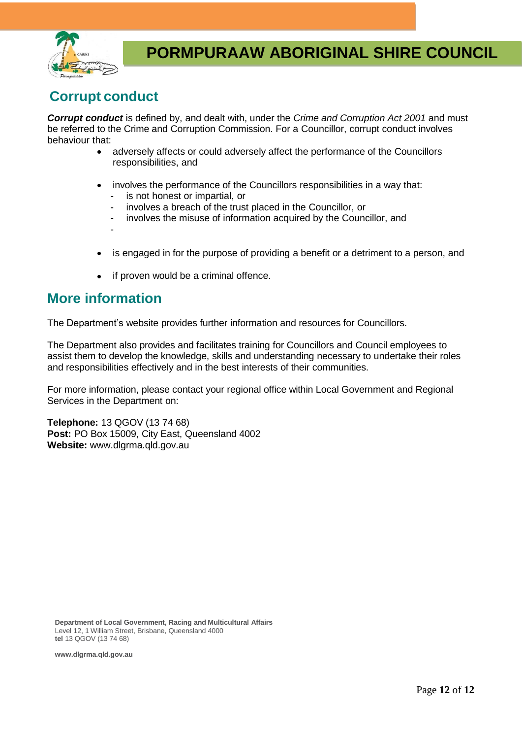# PORMPURAAW ABORIGINAL SHIRE COUNCIL

## Corrupt conduct

***Corrupt conduct*** is defined by, and dealt with, under the *Crime and Corruption Act 2001* and must be referred to the Crime and Corruption Commission. For a Councillor, corrupt conduct involves behaviour that:

- adversely affects or could adversely affect the performance of the Councillors responsibilities, and
- involves the performance of the Councillors responsibilities in a way that:
  - is not honest or impartial, or
  - involves a breach of the trust placed in the Councillor, or
  - involves the misuse of information acquired by the Councillor, and
- is engaged in for the purpose of providing a benefit or a detriment to a person, and
- if proven would be a criminal offence.

## More information

The Department's website provides further information and resources for Councillors.

The Department also provides and facilitates training for Councillors and Council employees to assist them to develop the knowledge, skills and understanding necessary to undertake their roles and responsibilities effectively and in the best interests of their communities.

For more information, please contact your regional office within Local Government and Regional Services in the Department on:

**Telephone:** 13 QGOV (13 74 68)
**Post:** PO Box 15009, City East, Queensland 4002
**Website:** www.dlgrma.qld.gov.au

**Department of Local Government, Racing and Multicultural Affairs**
Level 12, 1 William Street, Brisbane, Queensland 4000
**tel** 13 QGOV (13 74 68)

**www.dlgrma.qld.gov.au**